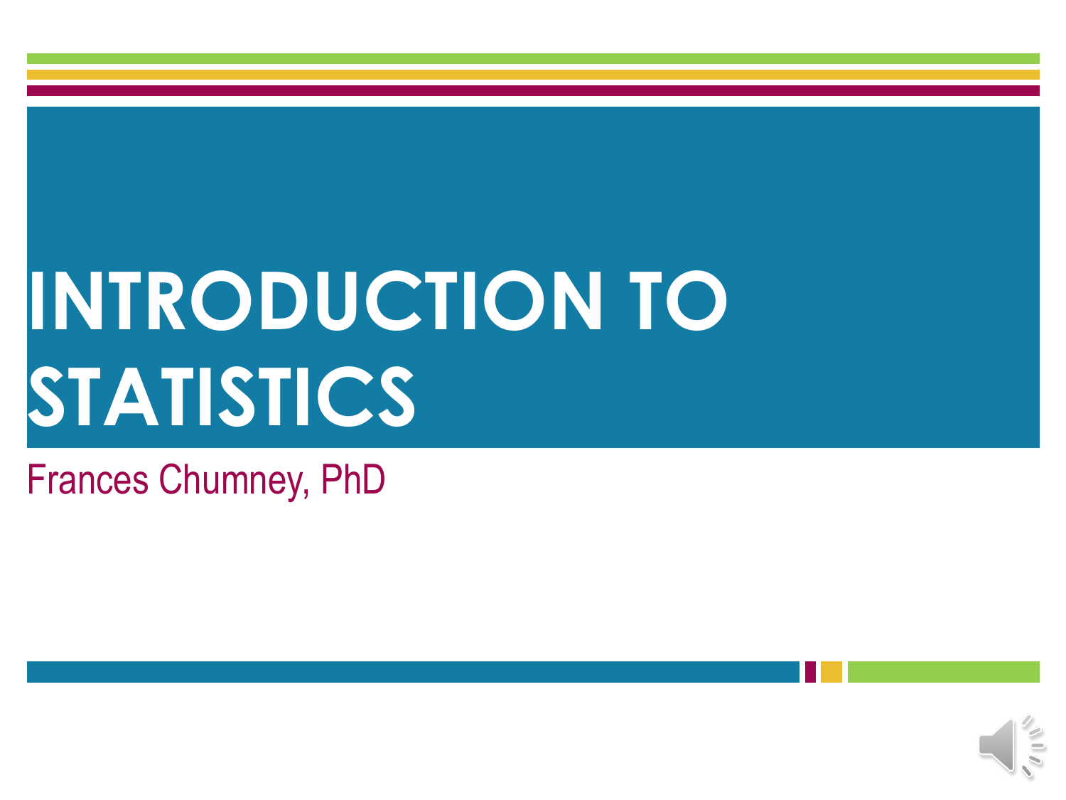# INTRODUCTION TO STATISTICS

Frances Chumney, PhD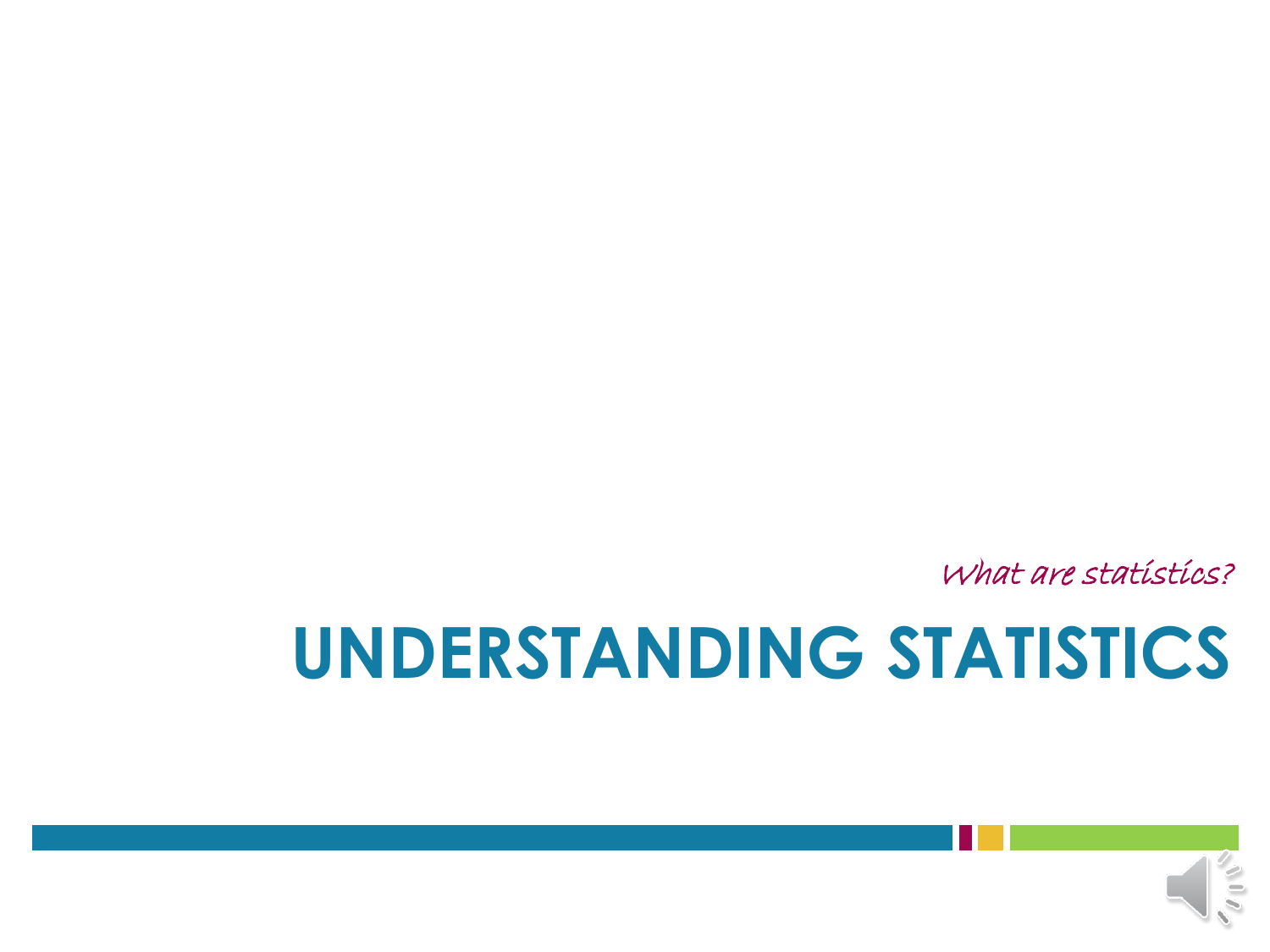*What are statistics?*

# UNDERSTANDING STATISTICS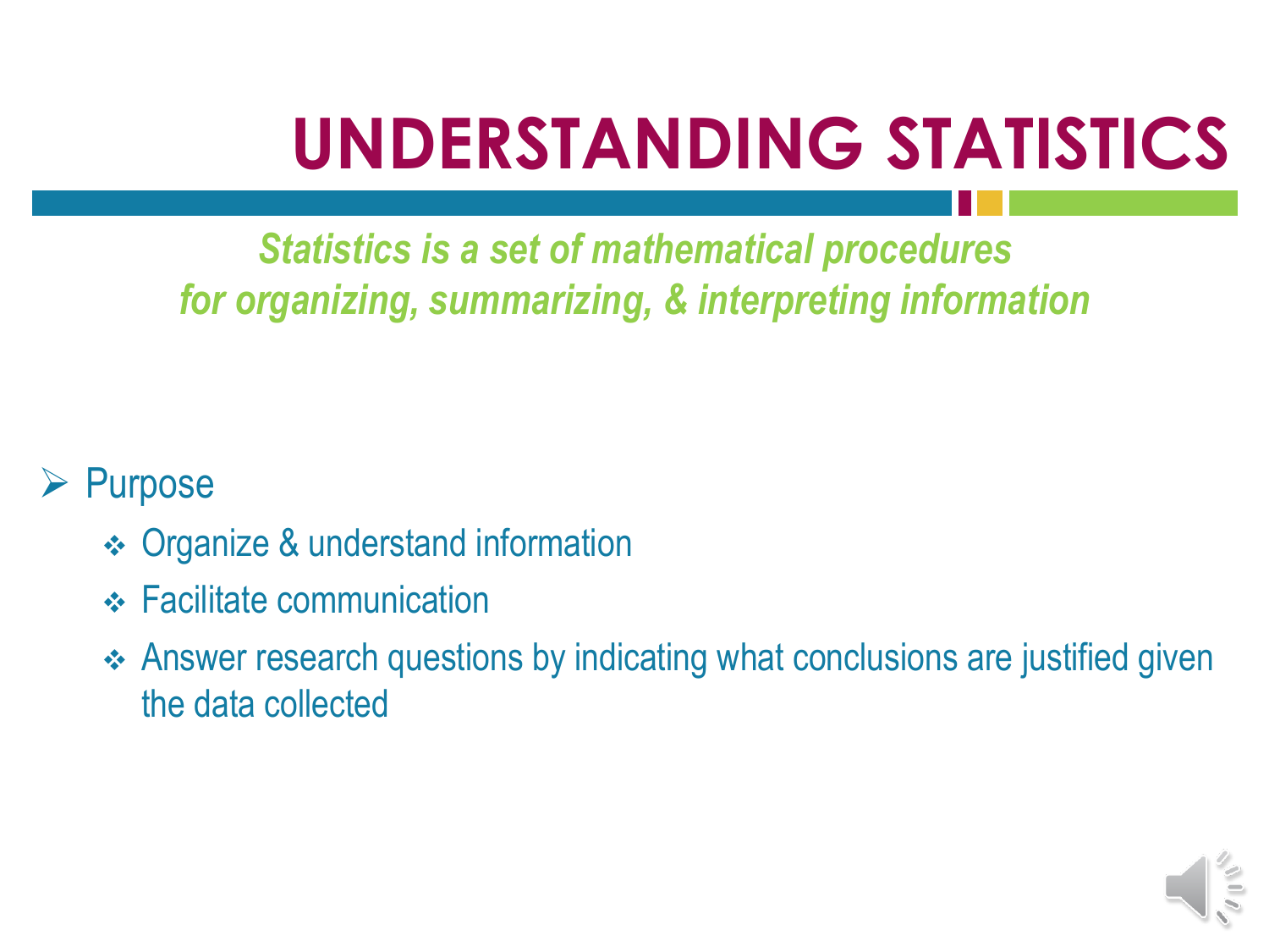# UNDERSTANDING STATISTICS

*Statistics is a set of mathematical procedures for organizing, summarizing, & interpreting information*

- Purpose
  - Organize & understand information
  - Facilitate communication
  - Answer research questions by indicating what conclusions are justified given the data collected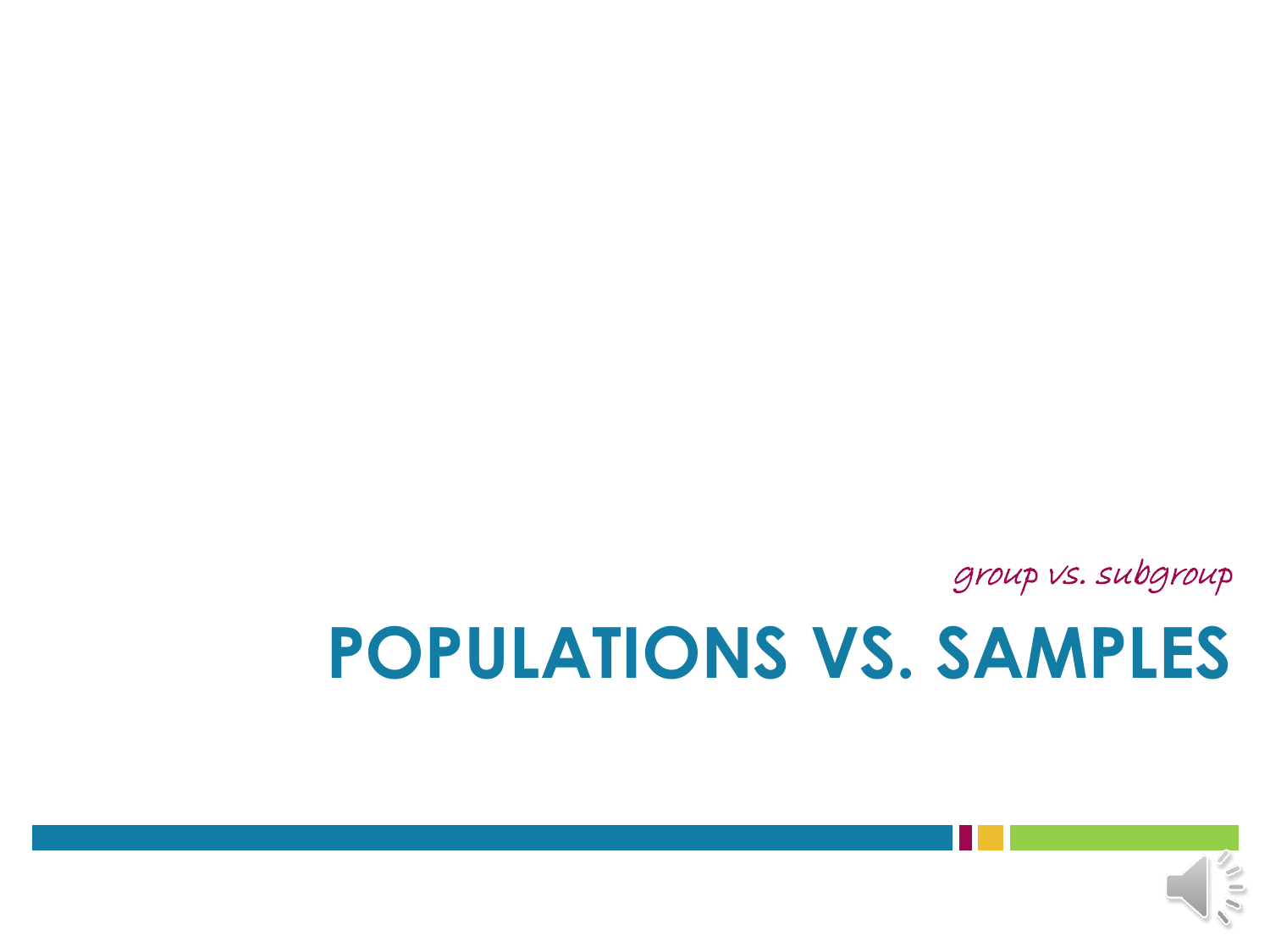*group vs. subgroup*

# POPULATIONS VS. SAMPLES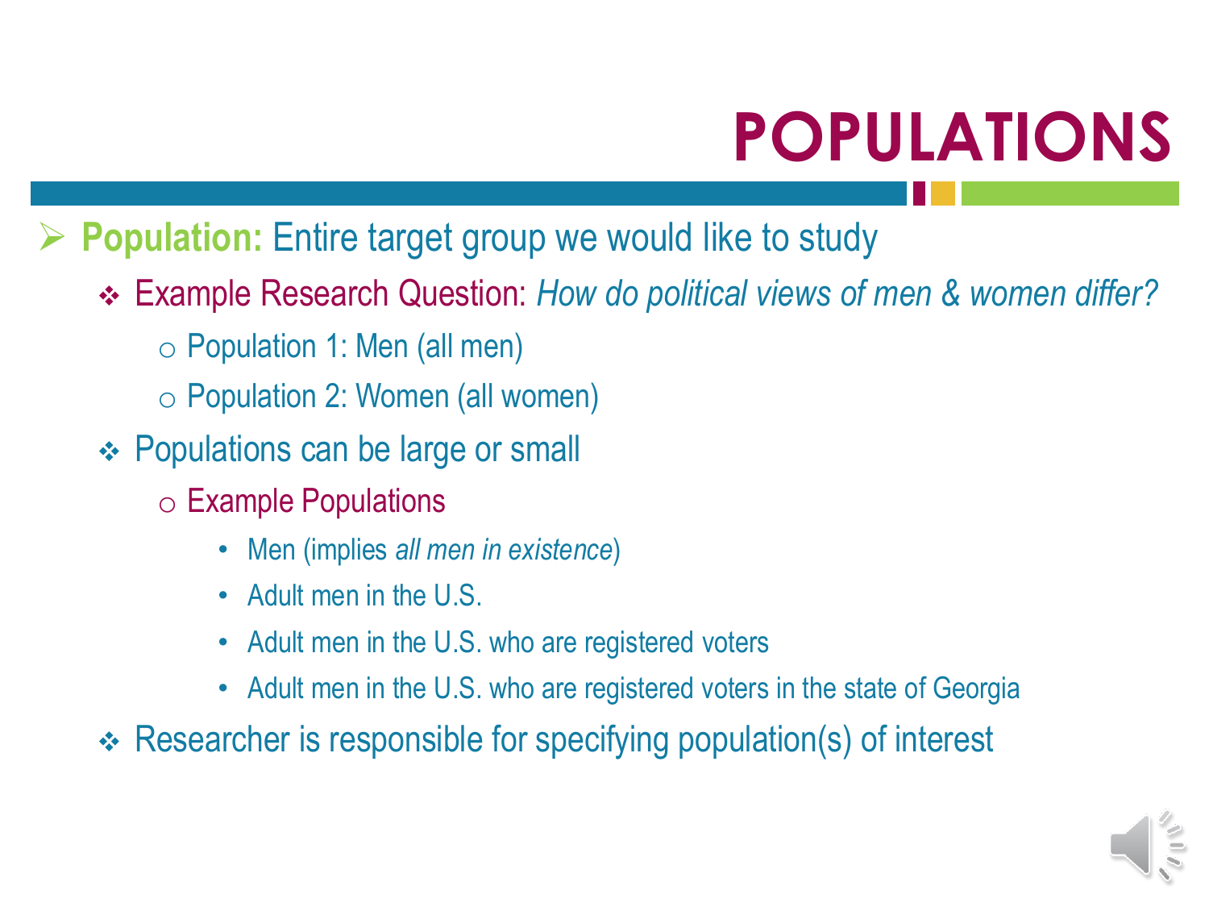# POPULATIONS

- **Population:** Entire target group we would like to study
  - Example Research Question: *How do political views of men & women differ?*
    - Population 1: Men (all men)
    - Population 2: Women (all women)
  - Populations can be large or small
    - Example Populations
      - Men (implies *all men in existence*)
      - Adult men in the U.S.
      - Adult men in the U.S. who are registered voters
      - Adult men in the U.S. who are registered voters in the state of Georgia
  - Researcher is responsible for specifying population(s) of interest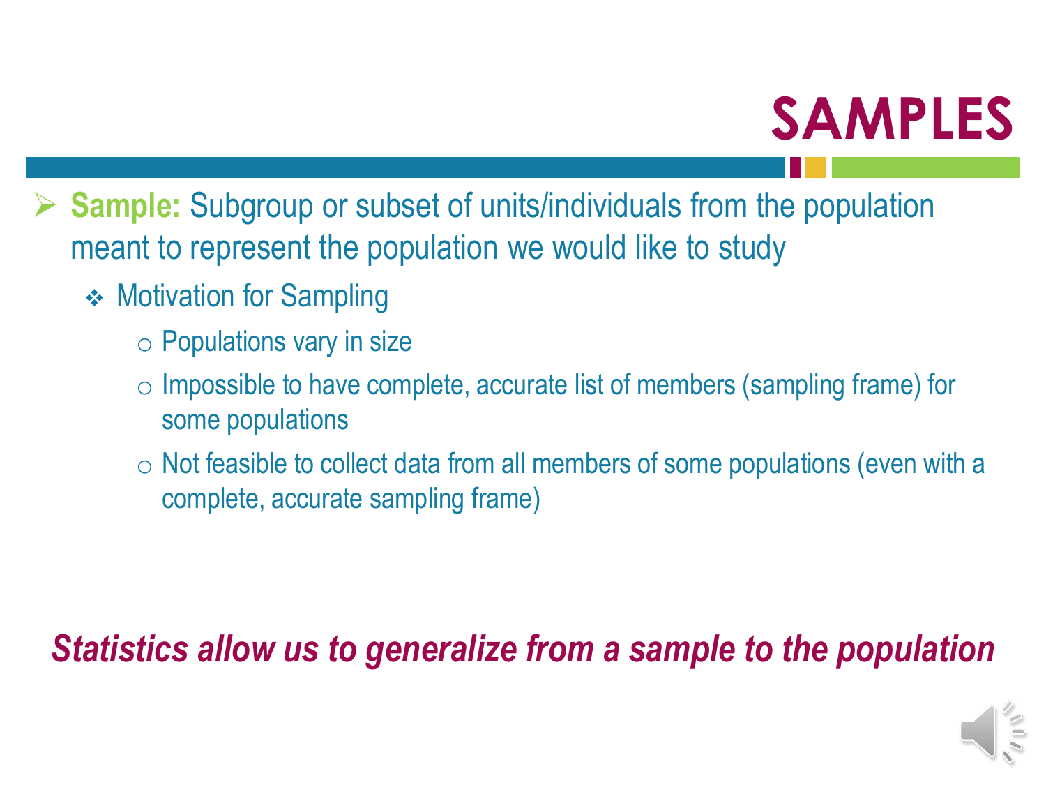# SAMPLES

- **Sample:** Subgroup or subset of units/individuals from the population meant to represent the population we would like to study
  - Motivation for Sampling
    - Populations vary in size
    - Impossible to have complete, accurate list of members (sampling frame) for some populations
    - Not feasible to collect data from all members of some populations (even with a complete, accurate sampling frame)

***Statistics allow us to generalize from a sample to the population***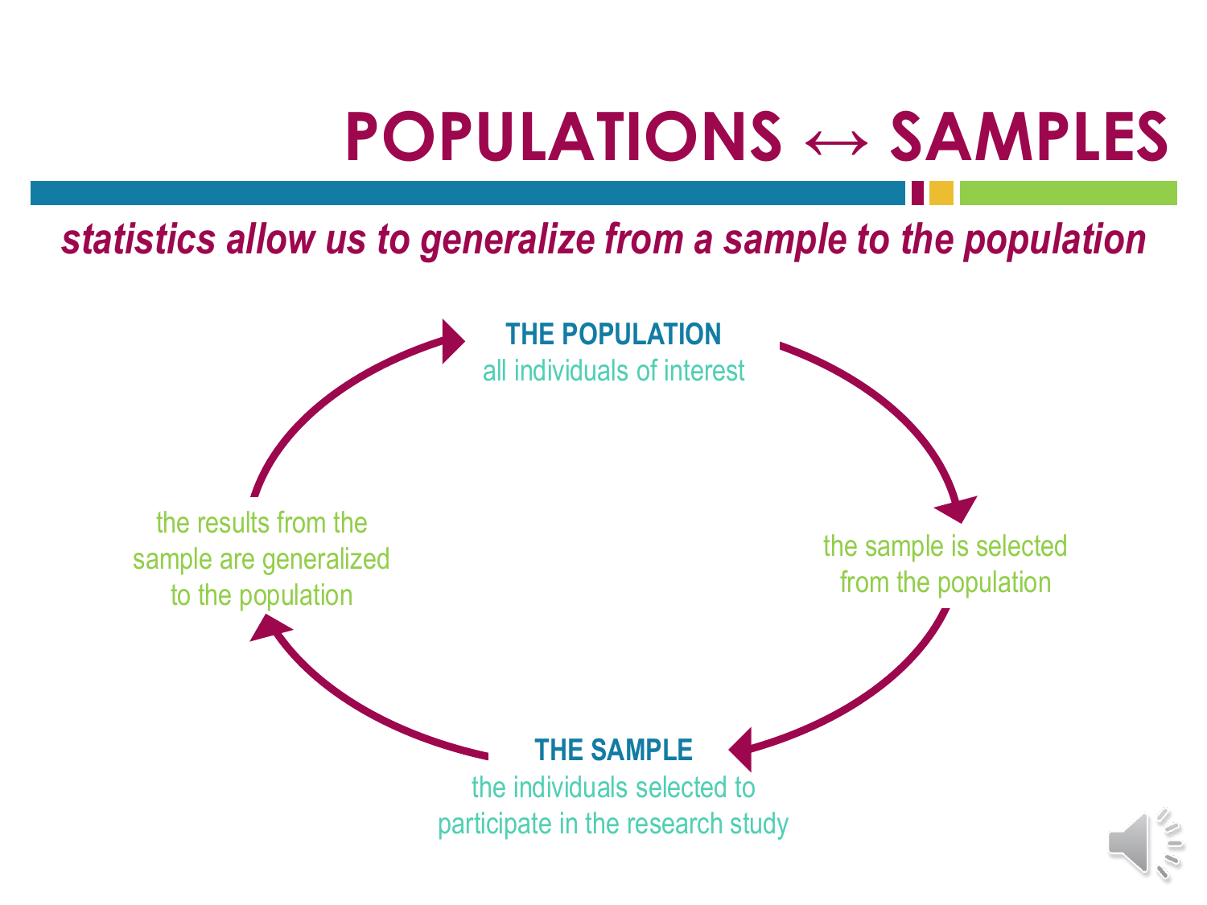# POPULATIONS ↔ SAMPLES

***statistics allow us to generalize from a sample to the population***

**THE POPULATION**
all individuals of interest

the sample is selected from the population

**THE SAMPLE**
the individuals selected to participate in the research study

the results from the sample are generalized to the population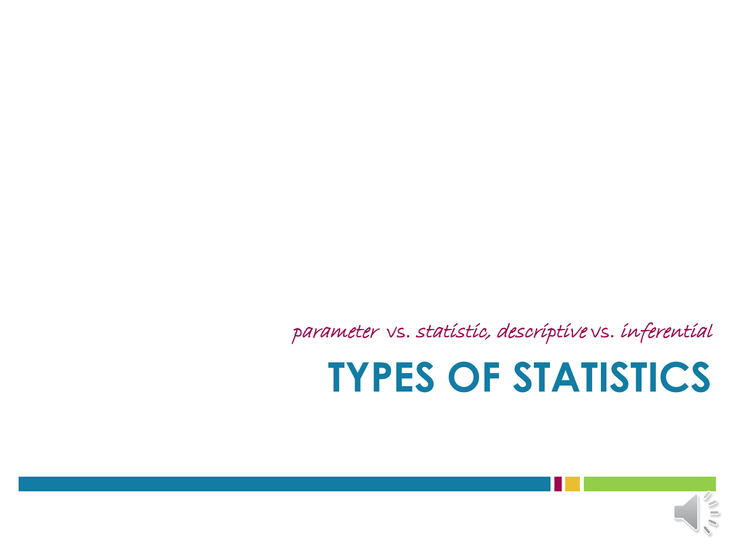*parameter vs. statistic, descriptive vs. inferential*

# TYPES OF STATISTICS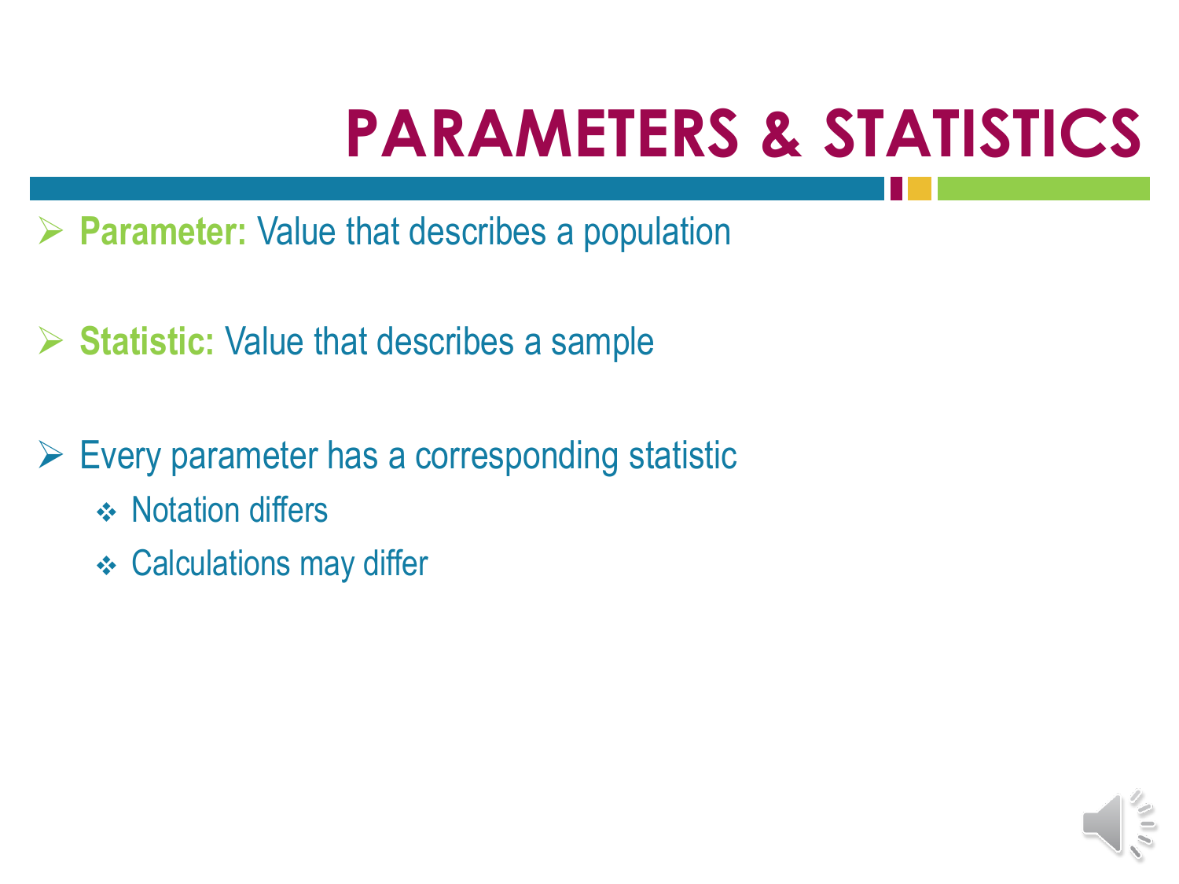# PARAMETERS & STATISTICS

- **Parameter:** Value that describes a population
- **Statistic:** Value that describes a sample
- Every parameter has a corresponding statistic
  - Notation differs
  - Calculations may differ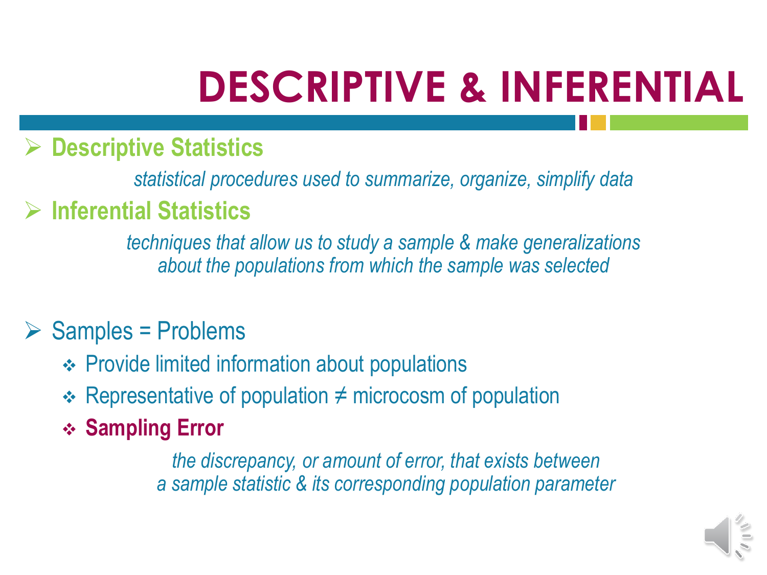# DESCRIPTIVE & INFERENTIAL

- **Descriptive Statistics**

  *statistical procedures used to summarize, organize, simplify data*

- **Inferential Statistics**

  *techniques that allow us to study a sample & make generalizations about the populations from which the sample was selected*

- Samples = Problems
  - Provide limited information about populations
  - Representative of population ≠ microcosm of population
  - **Sampling Error**

    *the discrepancy, or amount of error, that exists between a sample statistic & its corresponding population parameter*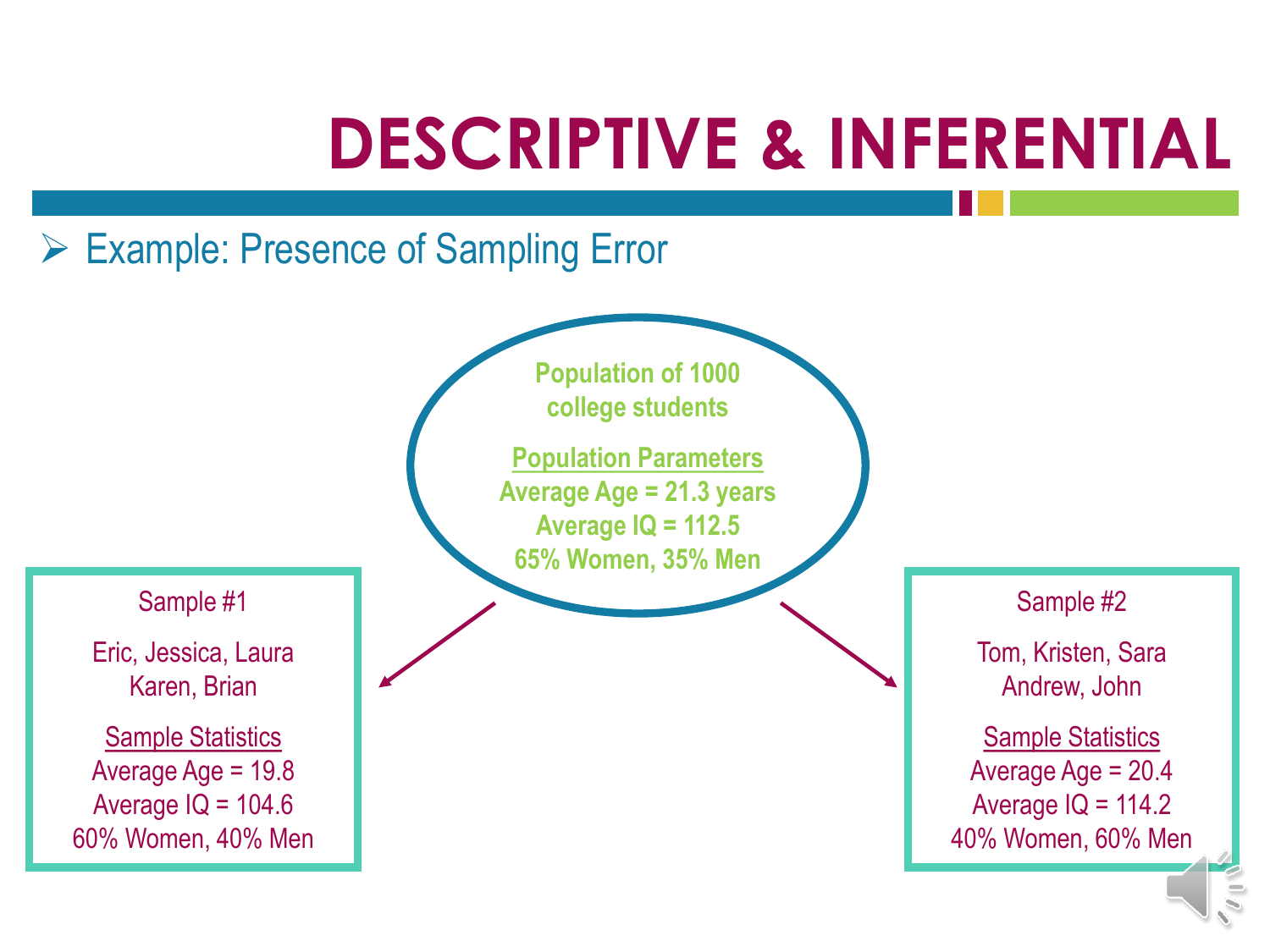# DESCRIPTIVE & INFERENTIAL

- Example: Presence of Sampling Error

**Population of 1000 college students**

**Population Parameters**
**Average Age = 21.3 years**
**Average IQ = 112.5**
**65% Women, 35% Men**

Sample #1

Eric, Jessica, Laura
Karen, Brian

Sample Statistics
Average Age = 19.8
Average IQ = 104.6
60% Women, 40% Men

Sample #2

Tom, Kristen, Sara
Andrew, John

Sample Statistics
Average Age = 20.4
Average IQ = 114.2
40% Women, 60% Men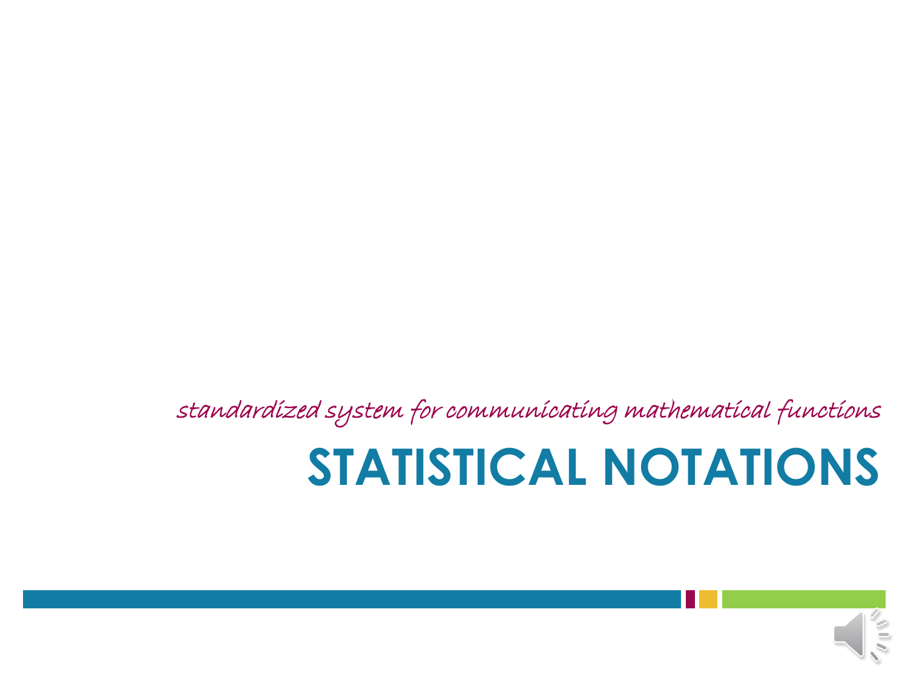*standardized system for communicating mathematical functions*

# STATISTICAL NOTATIONS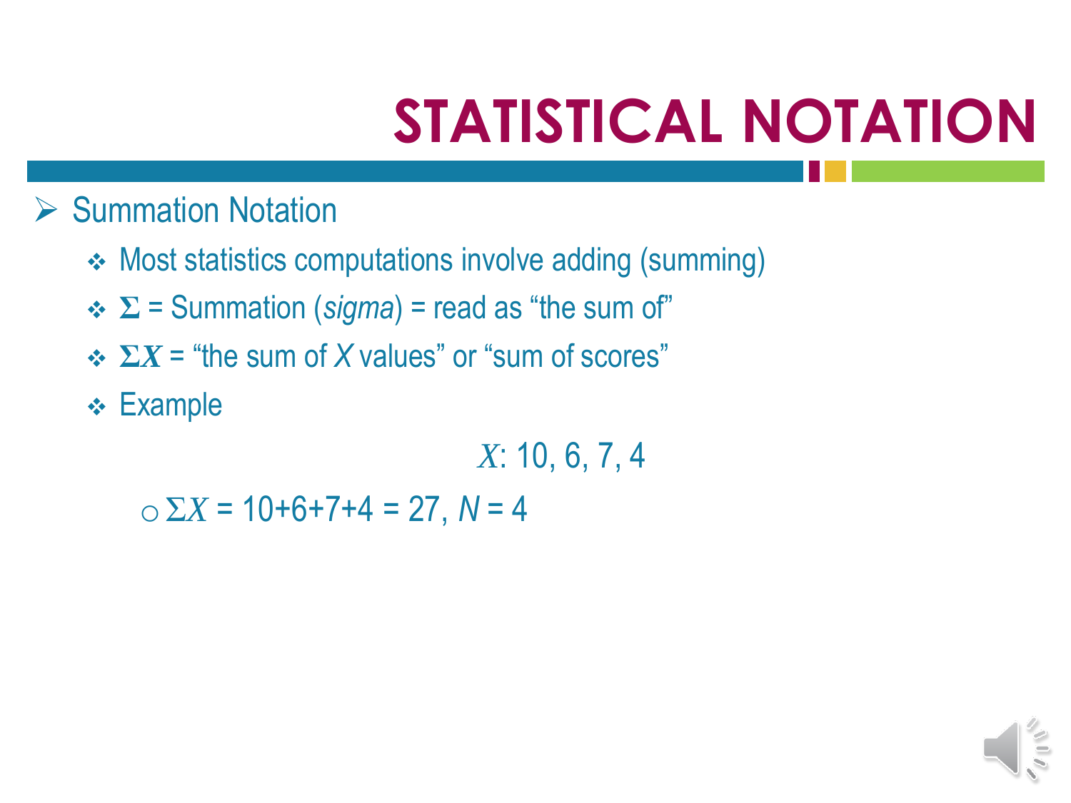# STATISTICAL NOTATION

- Summation Notation
  - Most statistics computations involve adding (summing)
  - $\Sigma$ = Summation (*sigma*) = read as "the sum of"
  - $\Sigma X$ = "the sum of $X$ values" or "sum of scores"
  - Example

    $X$: 10, 6, 7, 4

    - $\Sigma X = 10+6+7+4 = 27$, $N = 4$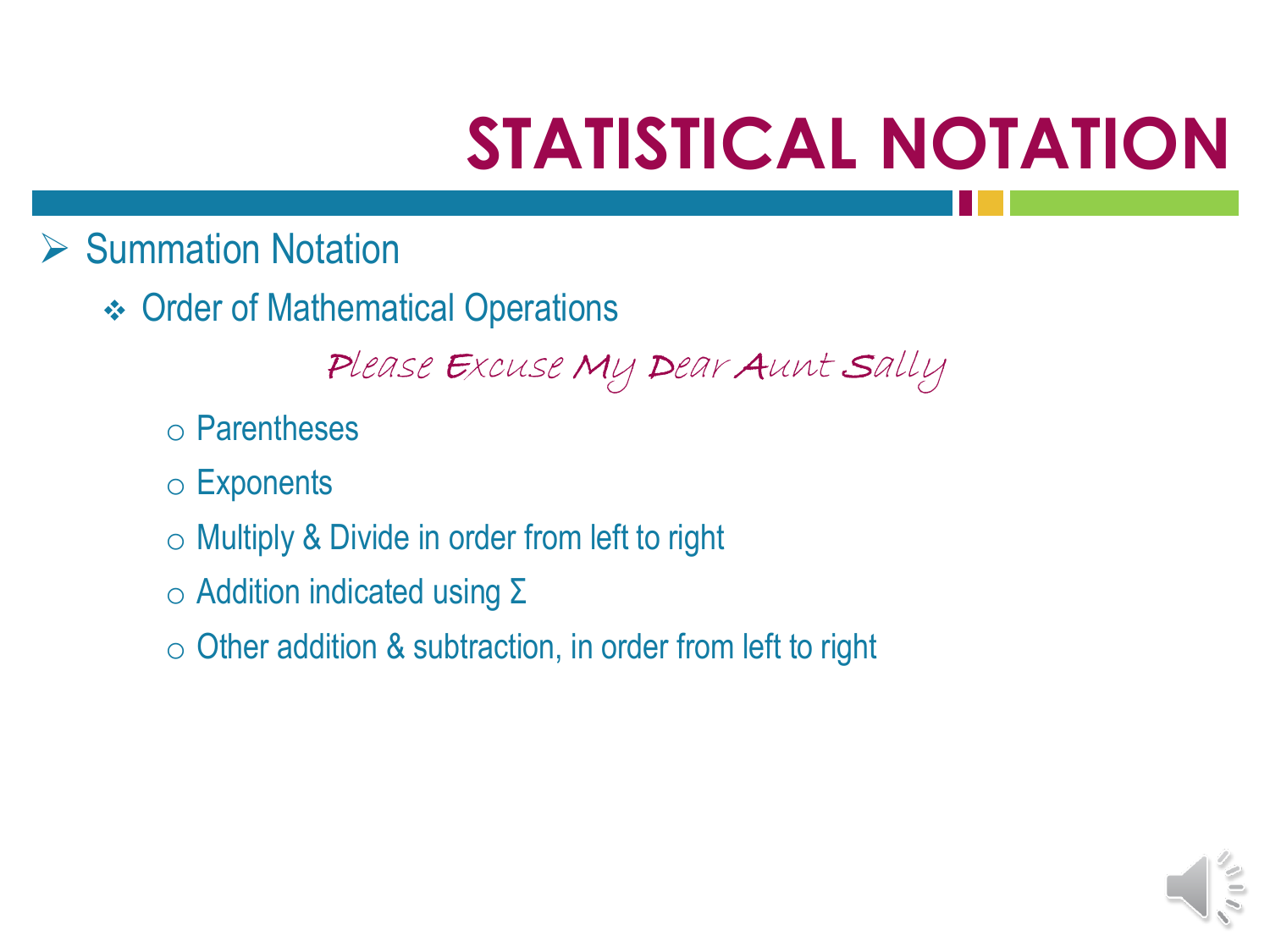# STATISTICAL NOTATION

- Summation Notation
  - Order of Mathematical Operations

    *Please Excuse My Dear Aunt Sally*

    - Parentheses
    - Exponents
    - Multiply & Divide in order from left to right
    - Addition indicated using $\Sigma$
    - Other addition & subtraction, in order from left to right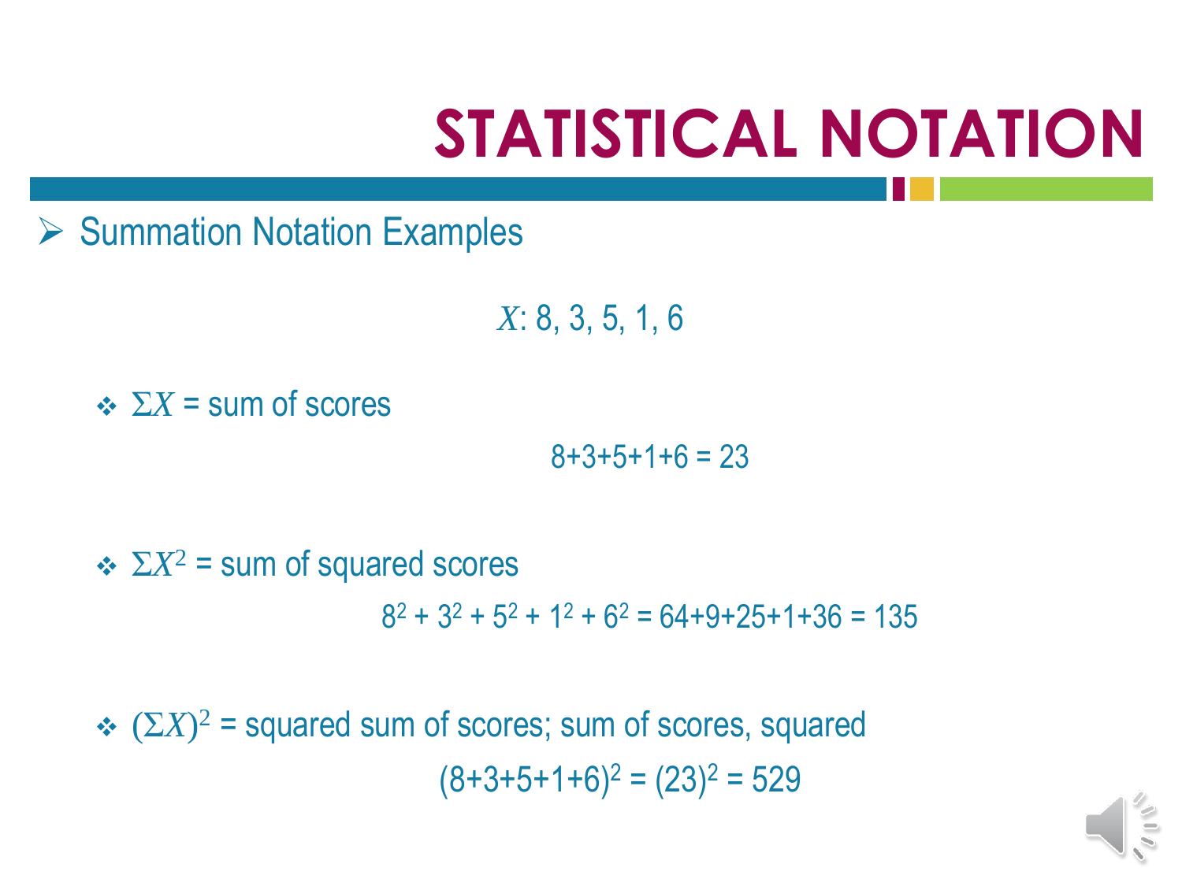# STATISTICAL NOTATION

- Summation Notation Examples

$X$: 8, 3, 5, 1, 6

- $\Sigma X$ = sum of scores

  $$8+3+5+1+6 = 23$$

- $\Sigma X^2$ = sum of squared scores

  $$8^2 + 3^2 + 5^2 + 1^2 + 6^2 = 64+9+25+1+36 = 135$$

- $(\Sigma X)^2$ = squared sum of scores; sum of scores, squared

  $$(8+3+5+1+6)^2 = (23)^2 = 529$$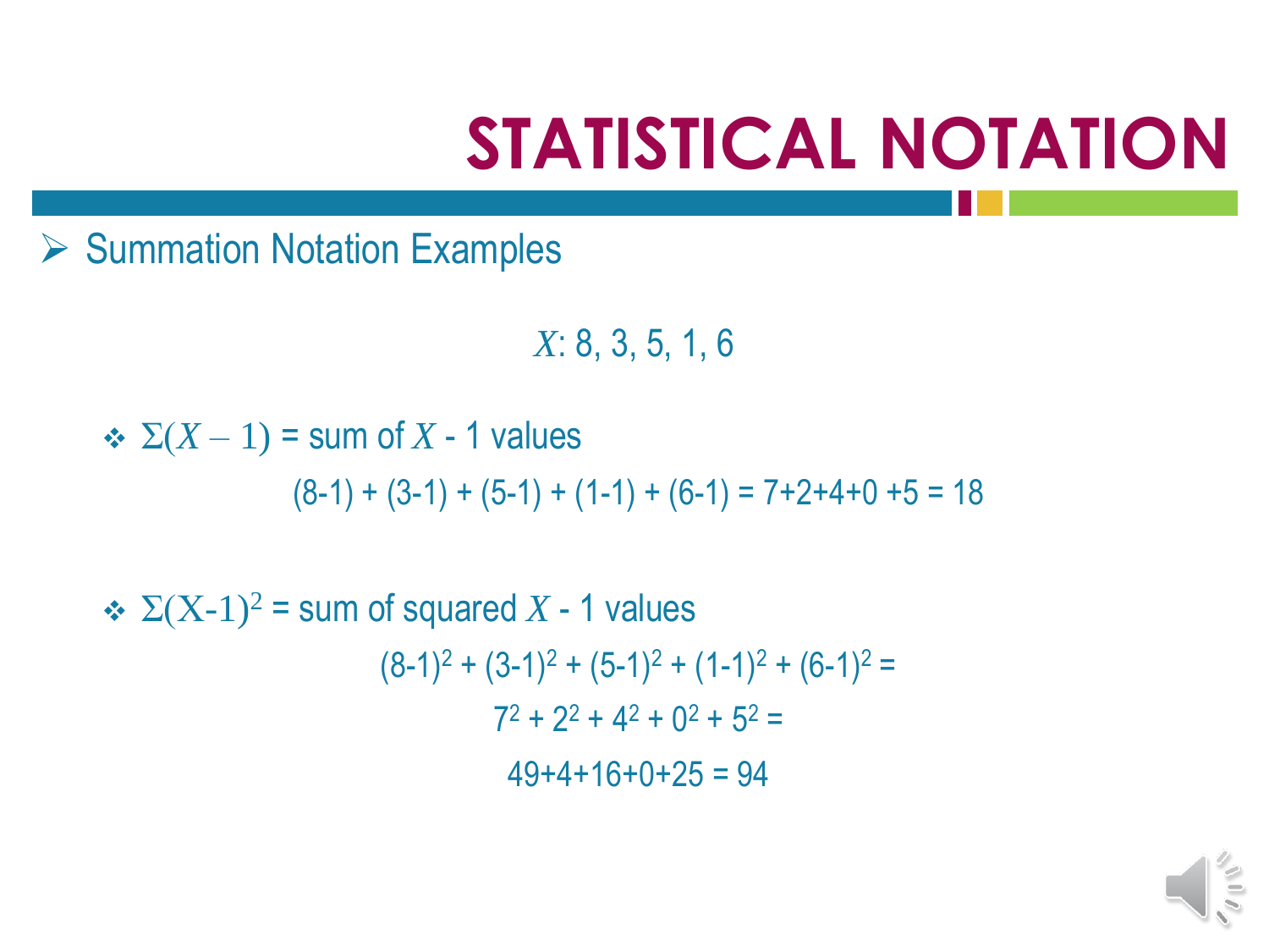# STATISTICAL NOTATION

- Summation Notation Examples

$X$: 8, 3, 5, 1, 6

- $\Sigma(X - 1)$ = sum of $X$ - 1 values

  (8-1) + (3-1) + (5-1) + (1-1) + (6-1) = 7+2+4+0 +5 = 18

- $\Sigma(X\text{-}1)^2$ = sum of squared $X$ - 1 values

  $(8\text{-}1)^2 + (3\text{-}1)^2 + (5\text{-}1)^2 + (1\text{-}1)^2 + (6\text{-}1)^2 =$

  $7^2 + 2^2 + 4^2 + 0^2 + 5^2 =$

  49+4+16+0+25 = 94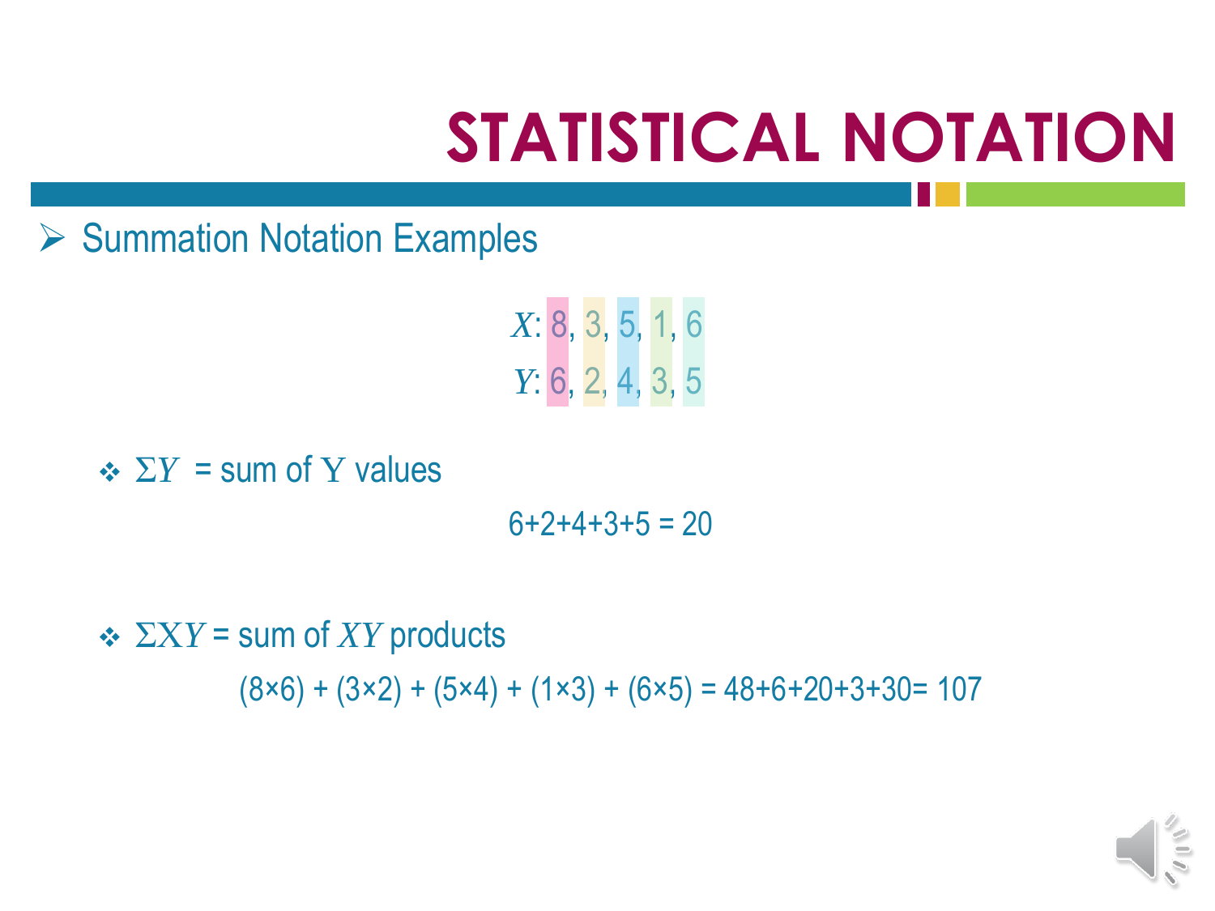# STATISTICAL NOTATION

- Summation Notation Examples

$X$: 8, 3, 5, 1, 6

$Y$: 6, 2, 4, 3, 5

- $\Sigma Y$ = sum of Y values

  6+2+4+3+5 = 20

- $\Sigma XY$ = sum of $XY$ products

  (8×6) + (3×2) + (5×4) + (1×3) + (6×5) = 48+6+20+3+30= 107